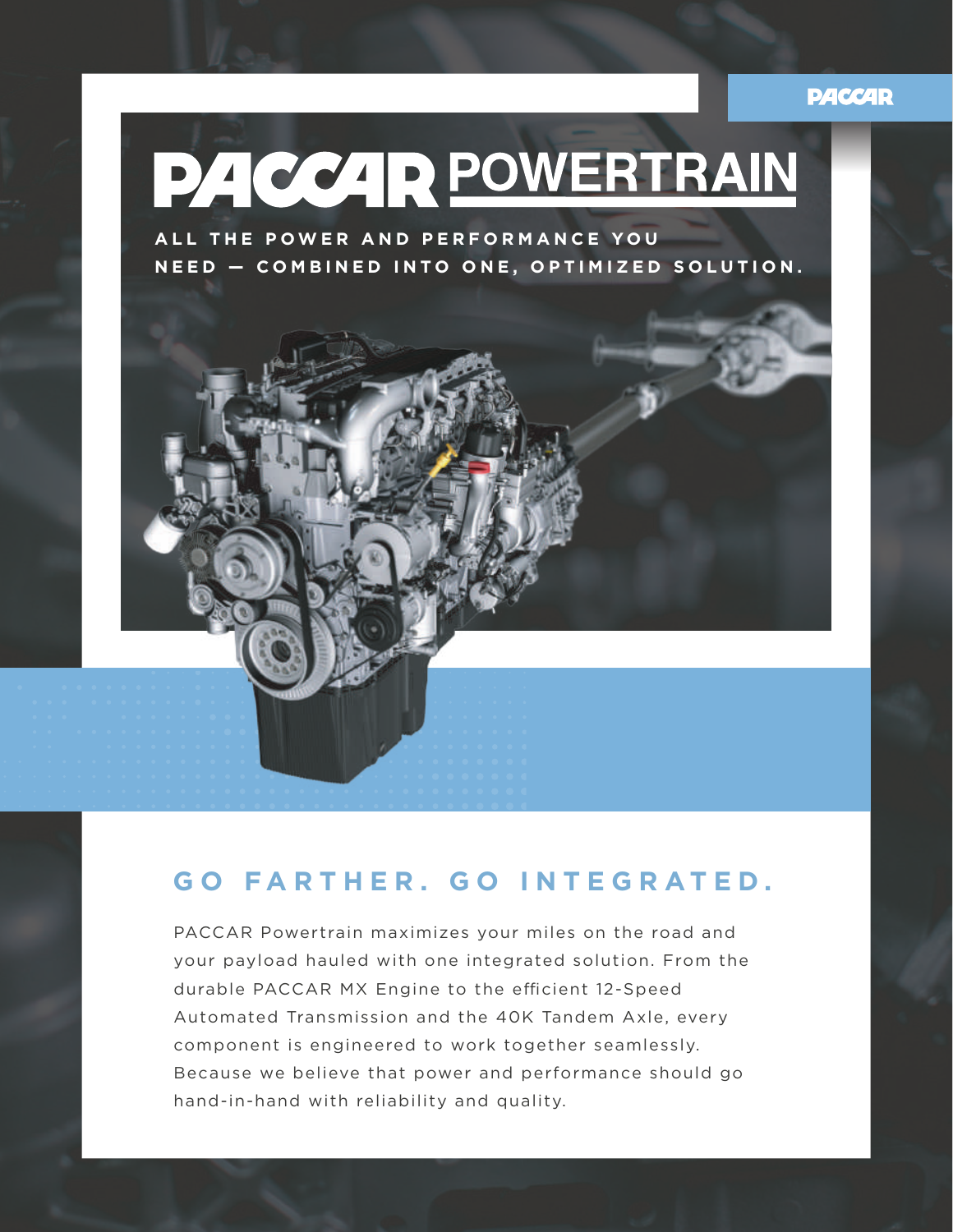PACCAR

# PACCAR POWERTRAIN

**ALL THE POWER AND PERFORMANCE YOU NEED — COMBINED INTO ONE, OPTIMIZED SOLUTION.**

## GO FARTHER. GO INTEGRATED.

PACCAR Powertrain maximizes your miles on the road and your payload hauled with one integrated solution. From the durable PACCAR MX Engine to the efficient 12-Speed Automated Transmission and the 40K Tandem Axle, every component is engineered to work together seamlessly. Because we believe that power and performance should go hand-in-hand with reliability and quality.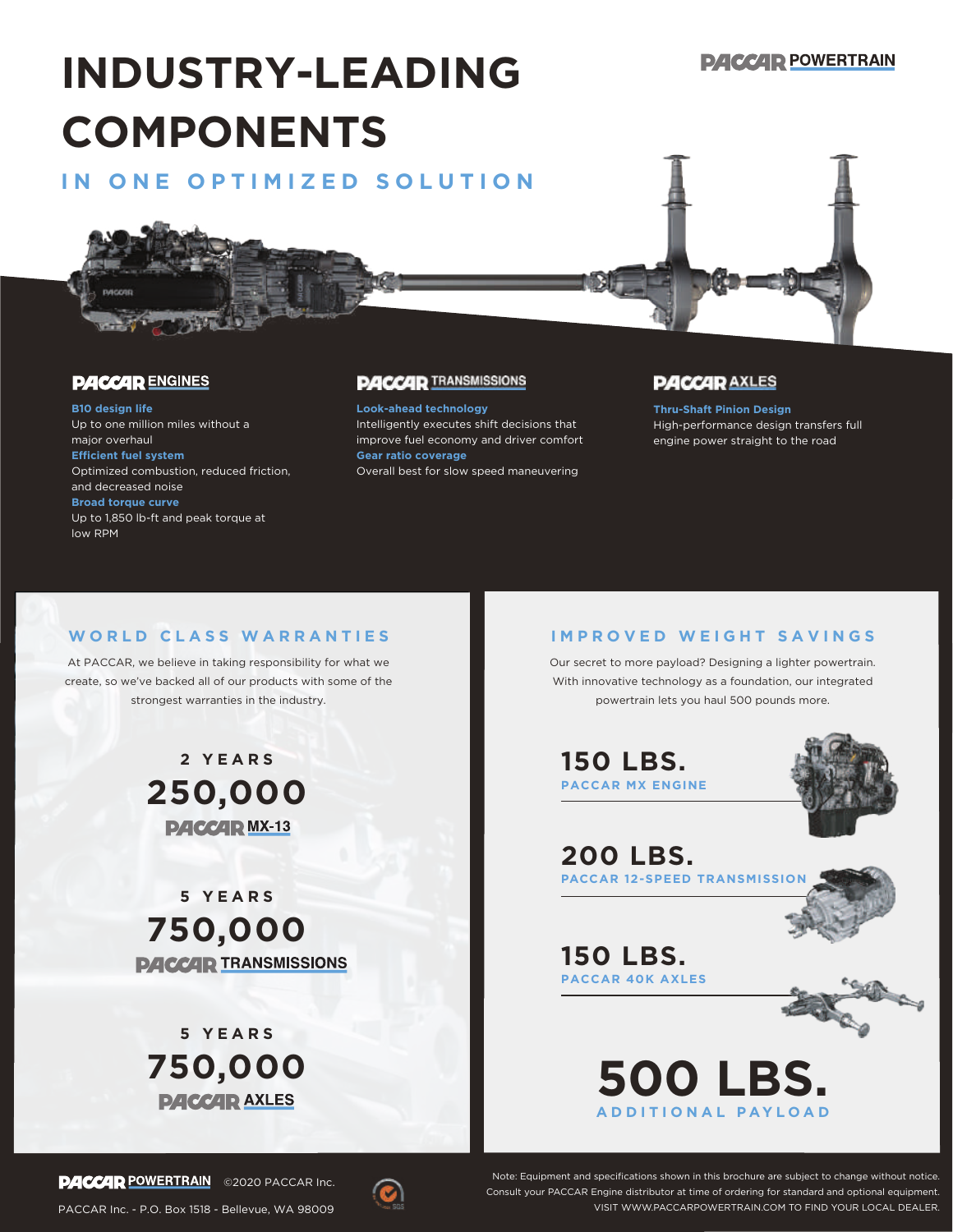PACCAR POWERTRAIN

# INDUSTRY-LEADING COMPONENTS

## IN ONE OPTIMIZED SOLUTION

### PACCAR ENGINES

**B10 design life**
Up to one million miles without a major overhaul

**Efficient fuel system**
Optimized combustion, reduced friction, and decreased noise

**Broad torque curve**
Up to 1,850 lb-ft and peak torque at low RPM

### PACCAR TRANSMISSIONS

**Look-ahead technology**
Intelligently executes shift decisions that improve fuel economy and driver comfort

**Gear ratio coverage**
Overall best for slow speed maneuvering

### PACCAR AXLES

**Thru-Shaft Pinion Design**
High-performance design transfers full engine power straight to the road

## WORLD CLASS WARRANTIES

At PACCAR, we believe in taking responsibility for what we create, so we've backed all of our products with some of the strongest warranties in the industry.

**2 YEARS**
**250,000**
PACCAR MX-13

**5 YEARS**
**750,000**
PACCAR TRANSMISSIONS

**5 YEARS**
**750,000**
PACCAR AXLES

## IMPROVED WEIGHT SAVINGS

Our secret to more payload? Designing a lighter powertrain. With innovative technology as a foundation, our integrated powertrain lets you haul 500 pounds more.

**150 LBS.**
PACCAR MX ENGINE

**200 LBS.**
PACCAR 12-SPEED TRANSMISSION

**150 LBS.**
PACCAR 40K AXLES

**500 LBS.**
ADDITIONAL PAYLOAD

PACCAR POWERTRAIN ©2020 PACCAR Inc.

PACCAR Inc. - P.O. Box 1518 - Bellevue, WA 98009

Note: Equipment and specifications shown in this brochure are subject to change without notice. Consult your PACCAR Engine distributor at time of ordering for standard and optional equipment. VISIT WWW.PACCARPOWERTRAIN.COM TO FIND YOUR LOCAL DEALER.